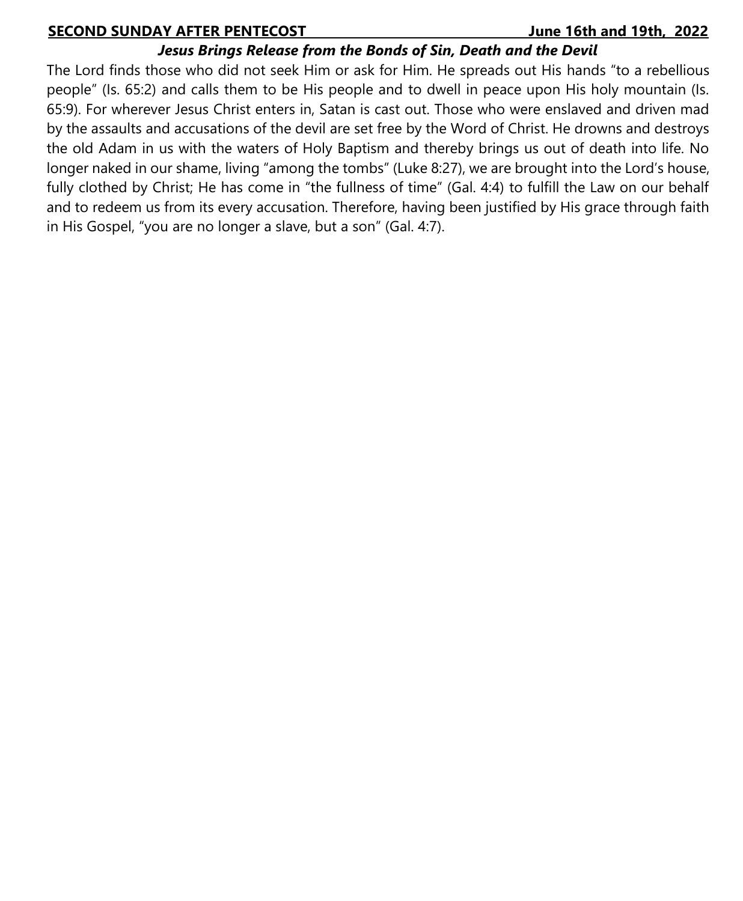**SECOND SUNDAY AFTER PENTECOST** **June 16th and 19th, 2022**

***Jesus Brings Release from the Bonds of Sin, Death and the Devil***

The Lord finds those who did not seek Him or ask for Him. He spreads out His hands "to a rebellious people" (Is. 65:2) and calls them to be His people and to dwell in peace upon His holy mountain (Is. 65:9). For wherever Jesus Christ enters in, Satan is cast out. Those who were enslaved and driven mad by the assaults and accusations of the devil are set free by the Word of Christ. He drowns and destroys the old Adam in us with the waters of Holy Baptism and thereby brings us out of death into life. No longer naked in our shame, living "among the tombs" (Luke 8:27), we are brought into the Lord's house, fully clothed by Christ; He has come in "the fullness of time" (Gal. 4:4) to fulfill the Law on our behalf and to redeem us from its every accusation. Therefore, having been justified by His grace through faith in His Gospel, "you are no longer a slave, but a son" (Gal. 4:7).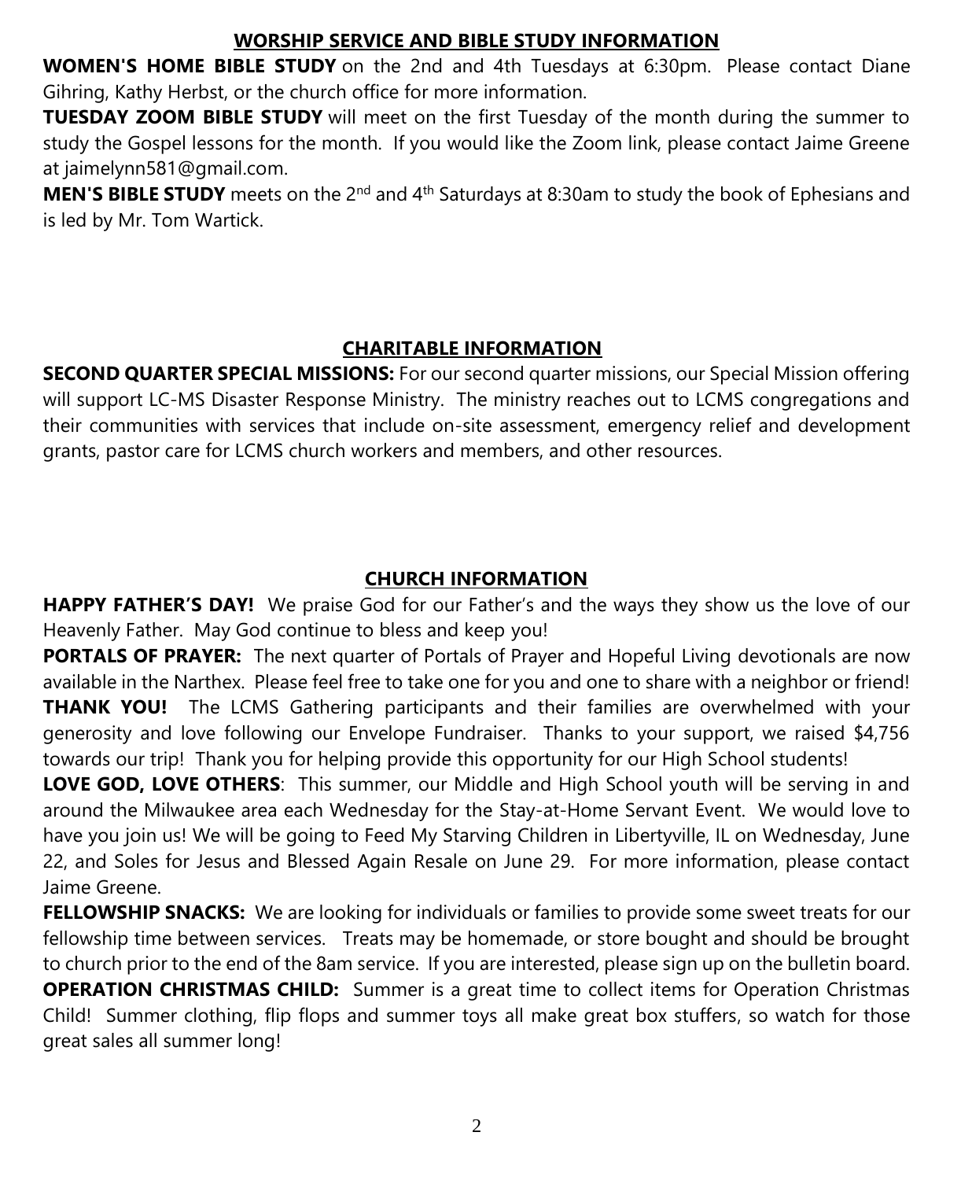## WORSHIP SERVICE AND BIBLE STUDY INFORMATION

**WOMEN'S HOME BIBLE STUDY** on the 2nd and 4th Tuesdays at 6:30pm. Please contact Diane Gihring, Kathy Herbst, or the church office for more information.

**TUESDAY ZOOM BIBLE STUDY** will meet on the first Tuesday of the month during the summer to study the Gospel lessons for the month. If you would like the Zoom link, please contact Jaime Greene at jaimelynn581@gmail.com.

**MEN'S BIBLE STUDY** meets on the 2nd and 4th Saturdays at 8:30am to study the book of Ephesians and is led by Mr. Tom Wartick.

## CHARITABLE INFORMATION

**SECOND QUARTER SPECIAL MISSIONS:** For our second quarter missions, our Special Mission offering will support LC-MS Disaster Response Ministry. The ministry reaches out to LCMS congregations and their communities with services that include on-site assessment, emergency relief and development grants, pastor care for LCMS church workers and members, and other resources.

## CHURCH INFORMATION

**HAPPY FATHER'S DAY!** We praise God for our Father's and the ways they show us the love of our Heavenly Father. May God continue to bless and keep you!

**PORTALS OF PRAYER:** The next quarter of Portals of Prayer and Hopeful Living devotionals are now available in the Narthex. Please feel free to take one for you and one to share with a neighbor or friend!

**THANK YOU!** The LCMS Gathering participants and their families are overwhelmed with your generosity and love following our Envelope Fundraiser. Thanks to your support, we raised $4,756 towards our trip! Thank you for helping provide this opportunity for our High School students!

**LOVE GOD, LOVE OTHERS**: This summer, our Middle and High School youth will be serving in and around the Milwaukee area each Wednesday for the Stay-at-Home Servant Event. We would love to have you join us! We will be going to Feed My Starving Children in Libertyville, IL on Wednesday, June 22, and Soles for Jesus and Blessed Again Resale on June 29. For more information, please contact Jaime Greene.

**FELLOWSHIP SNACKS:** We are looking for individuals or families to provide some sweet treats for our fellowship time between services. Treats may be homemade, or store bought and should be brought to church prior to the end of the 8am service. If you are interested, please sign up on the bulletin board.

**OPERATION CHRISTMAS CHILD:** Summer is a great time to collect items for Operation Christmas Child! Summer clothing, flip flops and summer toys all make great box stuffers, so watch for those great sales all summer long!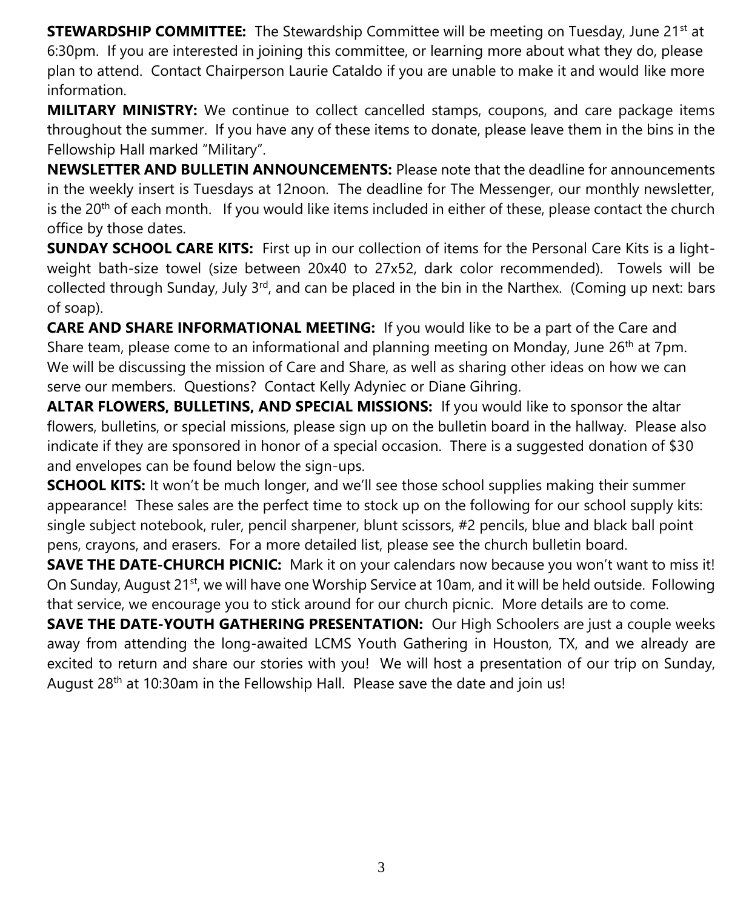**STEWARDSHIP COMMITTEE:** The Stewardship Committee will be meeting on Tuesday, June 21st at 6:30pm. If you are interested in joining this committee, or learning more about what they do, please plan to attend. Contact Chairperson Laurie Cataldo if you are unable to make it and would like more information.

**MILITARY MINISTRY:** We continue to collect cancelled stamps, coupons, and care package items throughout the summer. If you have any of these items to donate, please leave them in the bins in the Fellowship Hall marked "Military".

**NEWSLETTER AND BULLETIN ANNOUNCEMENTS:** Please note that the deadline for announcements in the weekly insert is Tuesdays at 12noon. The deadline for The Messenger, our monthly newsletter, is the 20th of each month. If you would like items included in either of these, please contact the church office by those dates.

**SUNDAY SCHOOL CARE KITS:** First up in our collection of items for the Personal Care Kits is a light-weight bath-size towel (size between 20x40 to 27x52, dark color recommended). Towels will be collected through Sunday, July 3rd, and can be placed in the bin in the Narthex. (Coming up next: bars of soap).

**CARE AND SHARE INFORMATIONAL MEETING:** If you would like to be a part of the Care and Share team, please come to an informational and planning meeting on Monday, June 26th at 7pm. We will be discussing the mission of Care and Share, as well as sharing other ideas on how we can serve our members. Questions? Contact Kelly Adyniec or Diane Gihring.

**ALTAR FLOWERS, BULLETINS, AND SPECIAL MISSIONS:** If you would like to sponsor the altar flowers, bulletins, or special missions, please sign up on the bulletin board in the hallway. Please also indicate if they are sponsored in honor of a special occasion. There is a suggested donation of $30 and envelopes can be found below the sign-ups.

**SCHOOL KITS:** It won't be much longer, and we'll see those school supplies making their summer appearance! These sales are the perfect time to stock up on the following for our school supply kits: single subject notebook, ruler, pencil sharpener, blunt scissors, #2 pencils, blue and black ball point pens, crayons, and erasers. For a more detailed list, please see the church bulletin board.

**SAVE THE DATE-CHURCH PICNIC:** Mark it on your calendars now because you won't want to miss it! On Sunday, August 21st, we will have one Worship Service at 10am, and it will be held outside. Following that service, we encourage you to stick around for our church picnic. More details are to come.

**SAVE THE DATE-YOUTH GATHERING PRESENTATION:** Our High Schoolers are just a couple weeks away from attending the long-awaited LCMS Youth Gathering in Houston, TX, and we already are excited to return and share our stories with you! We will host a presentation of our trip on Sunday, August 28th at 10:30am in the Fellowship Hall. Please save the date and join us!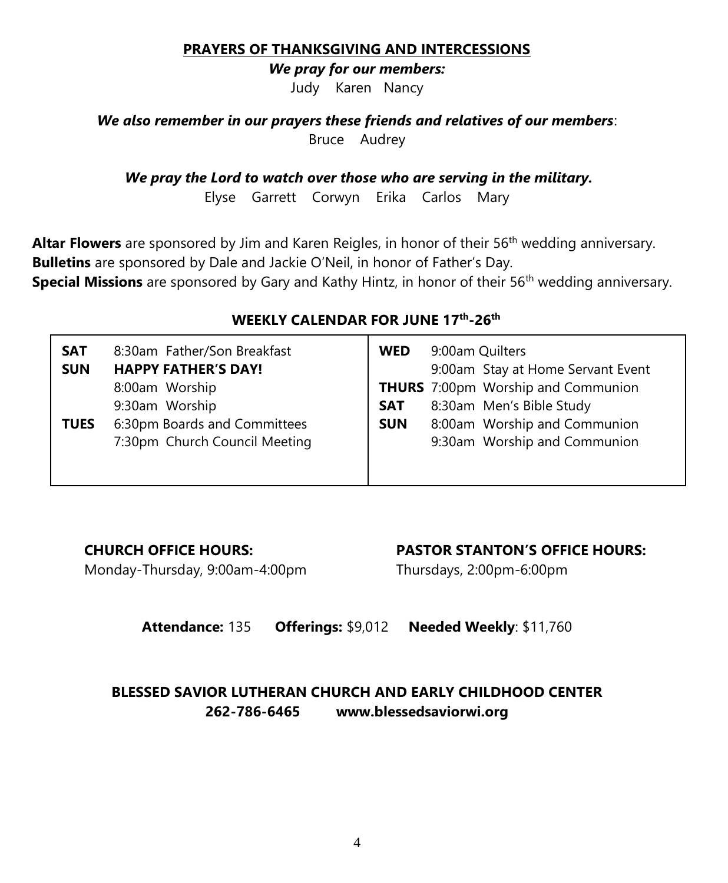## PRAYERS OF THANKSGIVING AND INTERCESSIONS

***We pray for our members:***

Judy Karen Nancy

***We also remember in our prayers these friends and relatives of our members***:

Bruce Audrey

***We pray the Lord to watch over those who are serving in the military.***

Elyse Garrett Corwyn Erika Carlos Mary

**Altar Flowers** are sponsored by Jim and Karen Reigles, in honor of their 56th wedding anniversary.
**Bulletins** are sponsored by Dale and Jackie O'Neil, in honor of Father's Day.
**Special Missions** are sponsored by Gary and Kathy Hintz, in honor of their 56th wedding anniversary.

## WEEKLY CALENDAR FOR JUNE 17th-26th

| | | | |
|---|---|---|---|
| **SAT** | 8:30am Father/Son Breakfast | **WED** | 9:00am Quilters |
| **SUN** | **HAPPY FATHER'S DAY!** | | 9:00am Stay at Home Servant Event |
| | 8:00am Worship | **THURS** | 7:00pm Worship and Communion |
| | 9:30am Worship | **SAT** | 8:30am Men's Bible Study |
| **TUES** | 6:30pm Boards and Committees | **SUN** | 8:00am Worship and Communion |
| | 7:30pm Church Council Meeting | | 9:30am Worship and Communion |

**CHURCH OFFICE HOURS:**
Monday-Thursday, 9:00am-4:00pm

**PASTOR STANTON'S OFFICE HOURS:**
Thursdays, 2:00pm-6:00pm

**Attendance:** 135 **Offerings:** $9,012 **Needed Weekly**: $11,760

**BLESSED SAVIOR LUTHERAN CHURCH AND EARLY CHILDHOOD CENTER**
**262-786-6465 www.blessedsaviorwi.org**